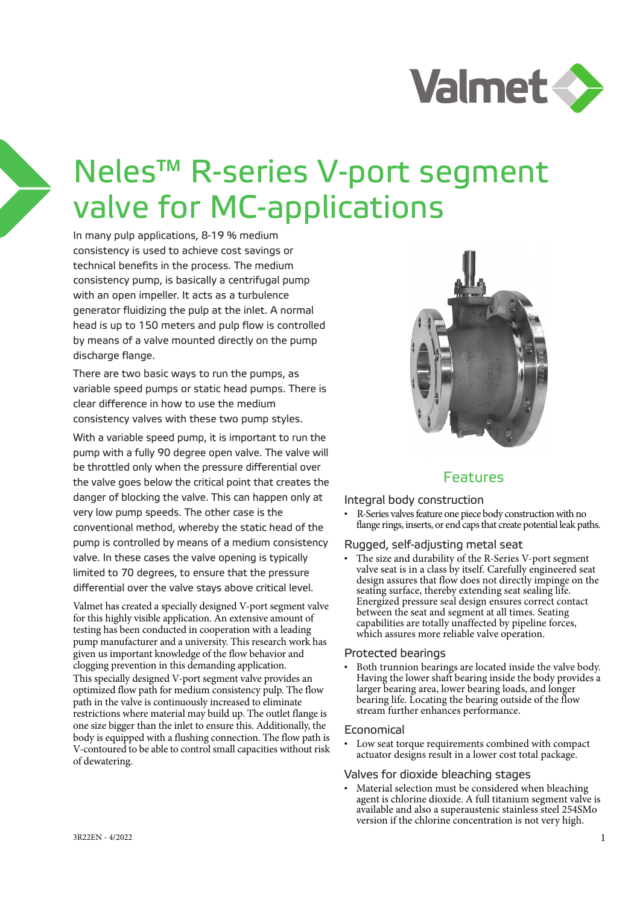# Neles™ R-series V-port segment valve for MC-applications

In many pulp applications, 8-19 % medium consistency is used to achieve cost savings or technical benefits in the process. The medium consistency pump, is basically a centrifugal pump with an open impeller. It acts as a turbulence generator fluidizing the pulp at the inlet. A normal head is up to 150 meters and pulp flow is controlled by means of a valve mounted directly on the pump discharge flange.

There are two basic ways to run the pumps, as variable speed pumps or static head pumps. There is clear difference in how to use the medium consistency valves with these two pump styles.

With a variable speed pump, it is important to run the pump with a fully 90 degree open valve. The valve will be throttled only when the pressure differential over the valve goes below the critical point that creates the danger of blocking the valve. This can happen only at very low pump speeds. The other case is the conventional method, whereby the static head of the pump is controlled by means of a medium consistency valve. In these cases the valve opening is typically limited to 70 degrees, to ensure that the pressure differential over the valve stays above critical level.

Valmet has created a specially designed V-port segment valve for this highly visible application. An extensive amount of testing has been conducted in cooperation with a leading pump manufacturer and a university. This research work has given us important knowledge of the flow behavior and clogging prevention in this demanding application.
This specially designed V-port segment valve provides an optimized flow path for medium consistency pulp. The flow path in the valve is continuously increased to eliminate restrictions where material may build up. The outlet flange is one size bigger than the inlet to ensure this. Additionally, the body is equipped with a flushing connection. The flow path is V-contoured to be able to control small capacities without risk of dewatering.

## Features

### Integral body construction

- R-Series valves feature one piece body construction with no flange rings, inserts, or end caps that create potential leak paths.

### Rugged, self-adjusting metal seat

- The size and durability of the R-Series V-port segment valve seat is in a class by itself. Carefully engineered seat design assures that flow does not directly impinge on the seating surface, thereby extending seat sealing life. Energized pressure seal design ensures correct contact between the seat and segment at all times. Seating capabilities are totally unaffected by pipeline forces, which assures more reliable valve operation.

### Protected bearings

- Both trunnion bearings are located inside the valve body. Having the lower shaft bearing inside the body provides a larger bearing area, lower bearing loads, and longer bearing life. Locating the bearing outside of the flow stream further enhances performance.

### Economical

- Low seat torque requirements combined with compact actuator designs result in a lower cost total package.

### Valves for dioxide bleaching stages

- Material selection must be considered when bleaching agent is chlorine dioxide. A full titanium segment valve is available and also a superaustenic stainless steel 254SMo version if the chlorine concentration is not very high.

3R22EN - 4/2022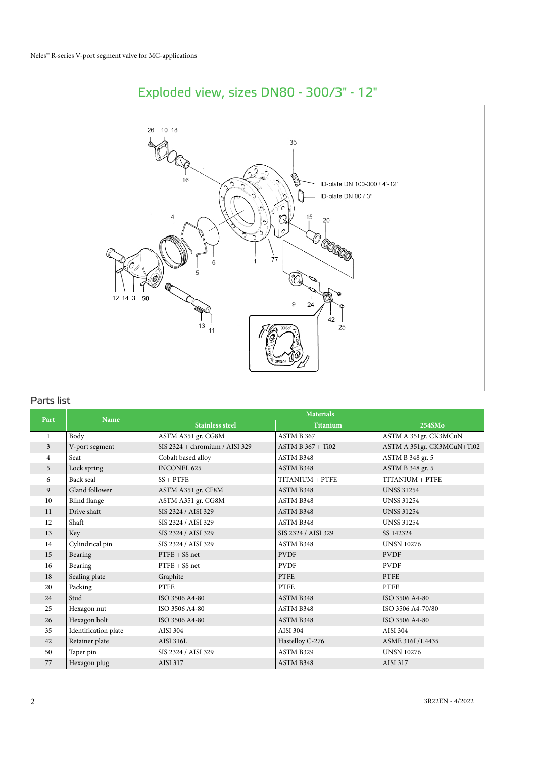## Exploded view, sizes DN80 - 300/3" - 12"

## Parts list

| Part | Name | Materials | | |
|---|---|---|---|---|
| | | Stainless steel | Titanium | 254SMo |
| 1 | Body | ASTM A351 gr. CG8M | ASTM B 367 | ASTM A 351gr. CK3MCuN |
| 3 | V-port segment | SIS 2324 + chromium / AISI 329 | ASTM B 367 + Ti02 | ASTM A 351gr. CK3MCuN+Ti02 |
| 4 | Seat | Cobalt based alloy | ASTM B348 | ASTM B 348 gr. 5 |
| 5 | Lock spring | INCONEL 625 | ASTM B348 | ASTM B 348 gr. 5 |
| 6 | Back seal | SS + PTFE | TITANIUM + PTFE | TITANIUM + PTFE |
| 9 | Gland follower | ASTM A351 gr. CF8M | ASTM B348 | UNSS 31254 |
| 10 | Blind flange | ASTM A351 gr. CG8M | ASTM B348 | UNSS 31254 |
| 11 | Drive shaft | SIS 2324 / AISI 329 | ASTM B348 | UNSS 31254 |
| 12 | Shaft | SIS 2324 / AISI 329 | ASTM B348 | UNSS 31254 |
| 13 | Key | SIS 2324 / AISI 329 | SIS 2324 / AISI 329 | SS 142324 |
| 14 | Cylindrical pin | SIS 2324 / AISI 329 | ASTM B348 | UNSN 10276 |
| 15 | Bearing | PTFE + SS net | PVDF | PVDF |
| 16 | Bearing | PTFE + SS net | PVDF | PVDF |
| 18 | Sealing plate | Graphite | PTFE | PTFE |
| 20 | Packing | PTFE | PTFE | PTFE |
| 24 | Stud | ISO 3506 A4-80 | ASTM B348 | ISO 3506 A4-80 |
| 25 | Hexagon nut | ISO 3506 A4-80 | ASTM B348 | ISO 3506 A4-70/80 |
| 26 | Hexagon bolt | ISO 3506 A4-80 | ASTM B348 | ISO 3506 A4-80 |
| 35 | Identification plate | AISI 304 | AISI 304 | AISI 304 |
| 42 | Retainer plate | AISI 316L | Hastelloy C-276 | ASME 316L/1.4435 |
| 50 | Taper pin | SIS 2324 / AISI 329 | ASTM B329 | UNSN 10276 |
| 77 | Hexagon plug | AISI 317 | ASTM B348 | AISI 317 |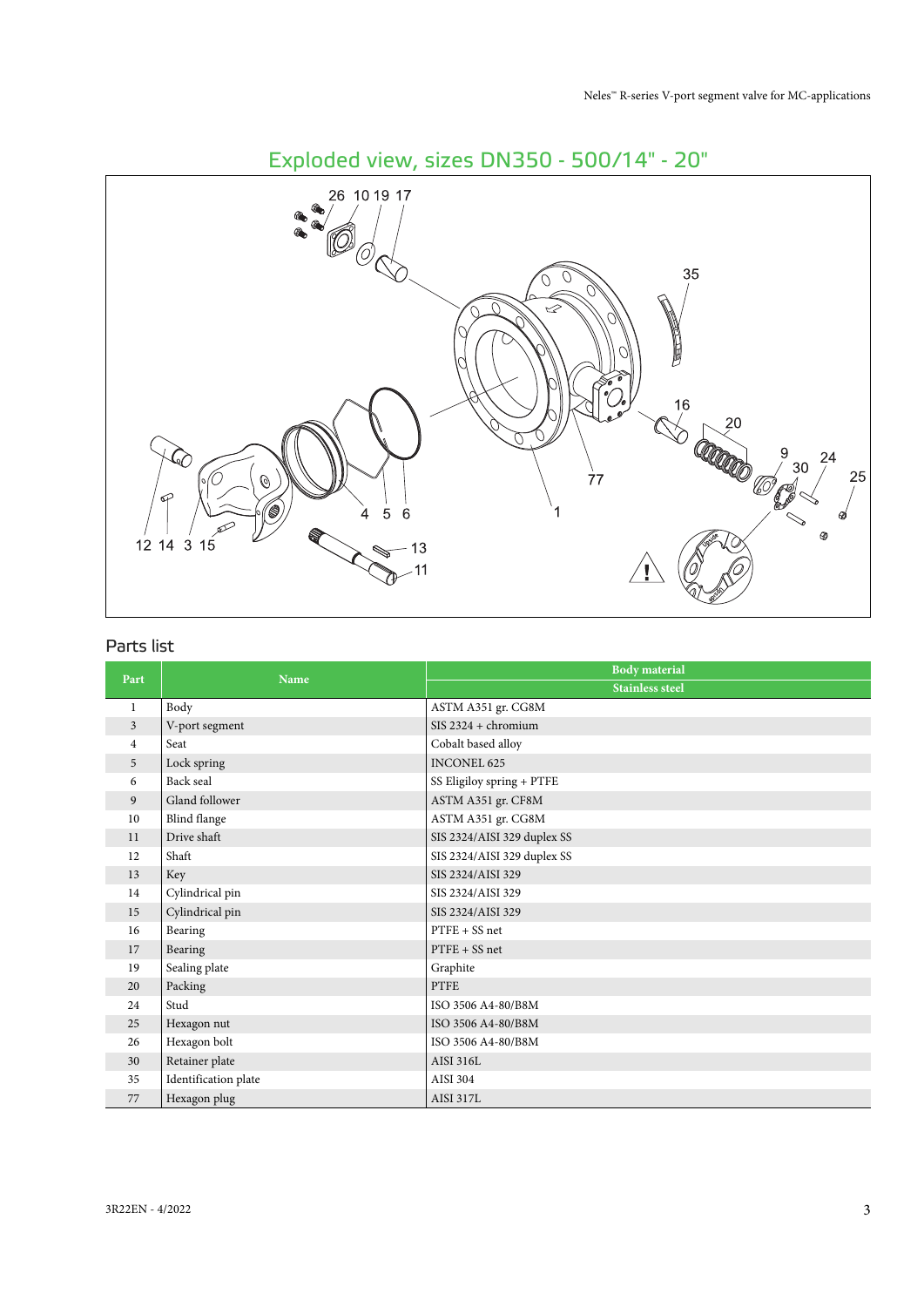## Exploded view, sizes DN350 - 500/14" - 20"

## Parts list

| Part | Name | Body material |
|---|---|---|
| | | Stainless steel |
| 1 | Body | ASTM A351 gr. CG8M |
| 3 | V-port segment | SIS 2324 + chromium |
| 4 | Seat | Cobalt based alloy |
| 5 | Lock spring | INCONEL 625 |
| 6 | Back seal | SS Eligiloy spring + PTFE |
| 9 | Gland follower | ASTM A351 gr. CF8M |
| 10 | Blind flange | ASTM A351 gr. CG8M |
| 11 | Drive shaft | SIS 2324/AISI 329 duplex SS |
| 12 | Shaft | SIS 2324/AISI 329 duplex SS |
| 13 | Key | SIS 2324/AISI 329 |
| 14 | Cylindrical pin | SIS 2324/AISI 329 |
| 15 | Cylindrical pin | SIS 2324/AISI 329 |
| 16 | Bearing | PTFE + SS net |
| 17 | Bearing | PTFE + SS net |
| 19 | Sealing plate | Graphite |
| 20 | Packing | PTFE |
| 24 | Stud | ISO 3506 A4-80/B8M |
| 25 | Hexagon nut | ISO 3506 A4-80/B8M |
| 26 | Hexagon bolt | ISO 3506 A4-80/B8M |
| 30 | Retainer plate | AISI 316L |
| 35 | Identification plate | AISI 304 |
| 77 | Hexagon plug | AISI 317L |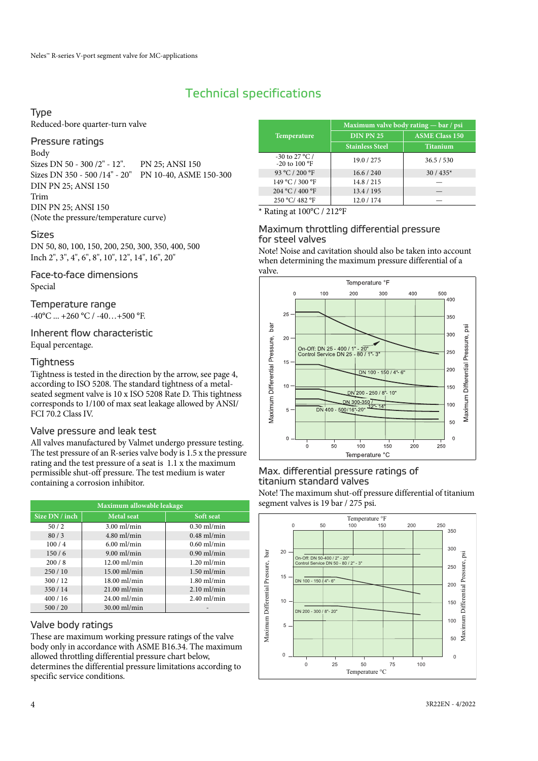# Technical specifications

## Type

Reduced-bore quarter-turn valve

## Pressure ratings

Body
Sizes DN 50 - 300 /2" - 12". PN 25; ANSI 150
Sizes DN 350 - 500 /14" - 20" PN 10-40, ASME 150-300
DIN PN 25; ANSI 150
Trim
DIN PN 25; ANSI 150
(Note the pressure/temperature curve)

## Sizes

DN 50, 80, 100, 150, 200, 250, 300, 350, 400, 500
Inch 2", 3", 4", 6", 8", 10", 12", 14", 16", 20"

## Face-to-face dimensions

Special

## Temperature range

-40°C ... +260 °C / -40…+500 °F.

## Inherent flow characteristic

Equal percentage.

## Tightness

Tightness is tested in the direction by the arrow, see page 4, according to ISO 5208. The standard tightness of a metal-seated segment valve is 10 x ISO 5208 Rate D. This tightness corresponds to 1/100 of max seat leakage allowed by ANSI/FCI 70.2 Class IV.

## Valve pressure and leak test

All valves manufactured by Valmet undergo pressure testing. The test pressure of an R-series valve body is 1.5 x the pressure rating and the test pressure of a seat is 1.1 x the maximum permissible shut-off pressure. The test medium is water containing a corrosion inhibitor.

| Maximum allowable leakage | | |
|---|---|---|
| Size DN / inch | Metal seat | Soft seat |
| 50 / 2 | 3.00 ml/min | 0.30 ml/min |
| 80 / 3 | 4.80 ml/min | 0.48 ml/min |
| 100 / 4 | 6.00 ml/min | 0.60 ml/min |
| 150 / 6 | 9.00 ml/min | 0.90 ml/min |
| 200 / 8 | 12.00 ml/min | 1.20 ml/min |
| 250 / 10 | 15.00 ml/min | 1.50 ml/min |
| 300 / 12 | 18.00 ml/min | 1.80 ml/min |
| 350 / 14 | 21.00 ml/min | 2.10 ml/min |
| 400 / 16 | 24.00 ml/min | 2.40 ml/min |
| 500 / 20 | 30.00 ml/min | - |

## Valve body ratings

These are maximum working pressure ratings of the valve body only in accordance with ASME B16.34. The maximum allowed throttling differential pressure chart below, determines the differential pressure limitations according to specific service conditions.

| Temperature | Maximum valve body rating — bar / psi | |
|---|---|---|
| | DIN PN 25 | ASME Class 150 |
| | Stainless Steel | Titanium |
| -30 to 27 °C / -20 to 100 °F | 19.0 / 275 | 36.5 / 530 |
| 93 °C / 200 °F | 16.6 / 240 | 30 / 435* |
| 149 °C / 300 °F | 14.8 / 215 | — |
| 204 °C / 400 °F | 13.4 / 195 | — |
| 250 °C/ 482 °F | 12.0 / 174 | — |

\* Rating at 100°C / 212°F

## Maximum throttling differential pressure for steel valves

Note! Noise and cavitation should also be taken into account when determining the maximum pressure differential of a valve.

## Max. differential pressure ratings of titanium standard valves

Note! The maximum shut-off pressure differential of titanium segment valves is 19 bar / 275 psi.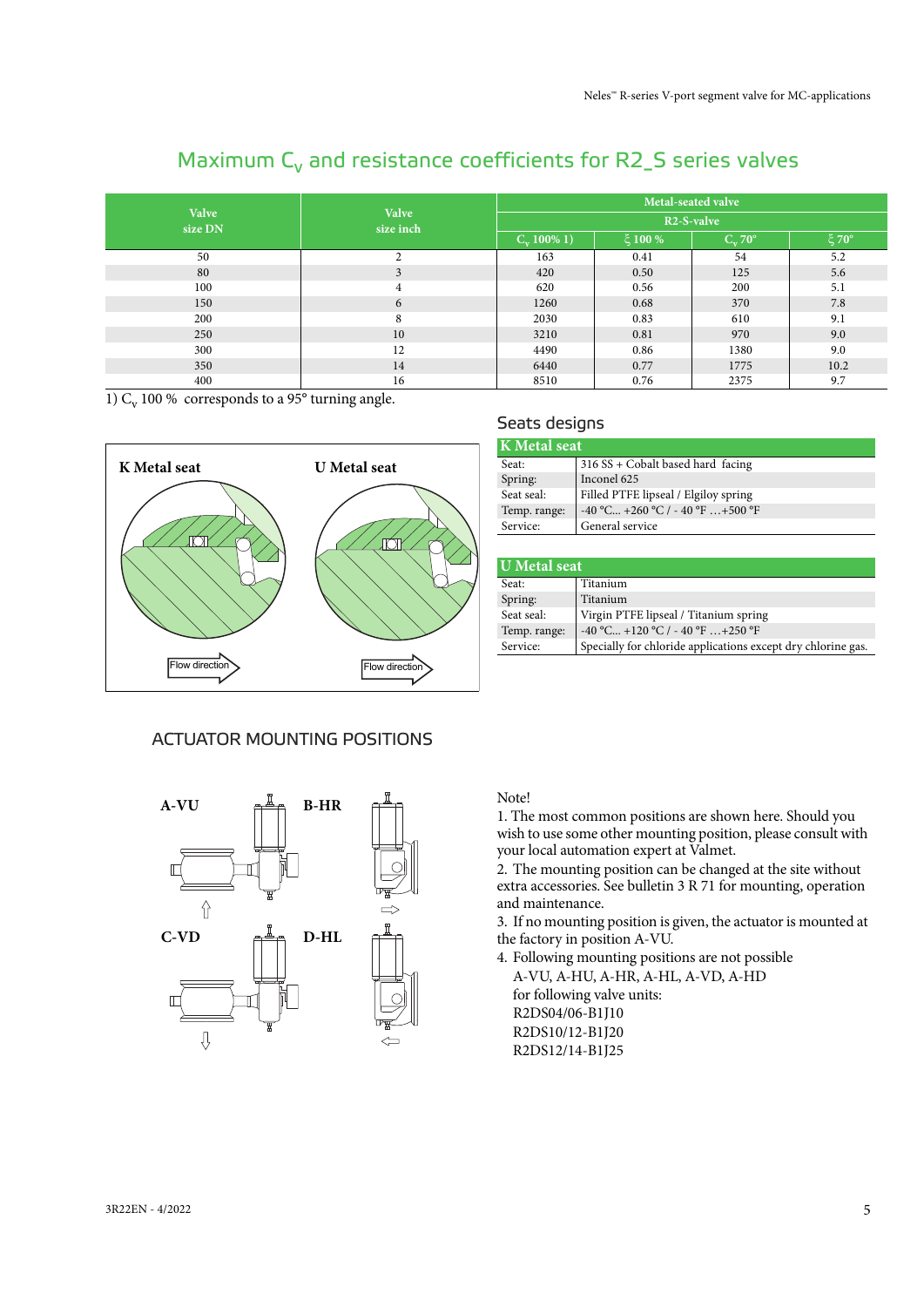## Maximum $C_v$ and resistance coefficients for R2_S series valves

| Valve size DN | Valve size inch | Metal-seated valve | | | |
|---|---|---|---|---|---|
| | | R2-S-valve | | | |
| | | $C_v$ 100% 1) | ξ 100 % | $C_v$ 70° | ξ 70° |
| 50 | 2 | 163 | 0.41 | 54 | 5.2 |
| 80 | 3 | 420 | 0.50 | 125 | 5.6 |
| 100 | 4 | 620 | 0.56 | 200 | 5.1 |
| 150 | 6 | 1260 | 0.68 | 370 | 7.8 |
| 200 | 8 | 2030 | 0.83 | 610 | 9.1 |
| 250 | 10 | 3210 | 0.81 | 970 | 9.0 |
| 300 | 12 | 4490 | 0.86 | 1380 | 9.0 |
| 350 | 14 | 6440 | 0.77 | 1775 | 10.2 |
| 400 | 16 | 8510 | 0.76 | 2375 | 9.7 |

1) $C_v$ 100 % corresponds to a 95° turning angle.

K Metal seat

U Metal seat

Flow direction

Flow direction

### Seats designs

| K Metal seat | |
|---|---|
| Seat: | 316 SS + Cobalt based hard facing |
| Spring: | Inconel 625 |
| Seat seal: | Filled PTFE lipseal / Elgiloy spring |
| Temp. range: | -40 °C... +260 °C / - 40 °F …+500 °F |
| Service: | General service |

| U Metal seat | |
|---|---|
| Seat: | Titanium |
| Spring: | Titanium |
| Seat seal: | Virgin PTFE lipseal / Titanium spring |
| Temp. range: | -40 °C... +120 °C / - 40 °F …+250 °F |
| Service: | Specially for chloride applications except dry chlorine gas. |

## ACTUATOR MOUNTING POSITIONS

A-VU B-HR

C-VD D-HL

Note!

1. The most common positions are shown here. Should you wish to use some other mounting position, please consult with your local automation expert at Valmet.
2. The mounting position can be changed at the site without extra accessories. See bulletin 3 R 71 for mounting, operation and maintenance.
3. If no mounting position is given, the actuator is mounted at the factory in position A-VU.
4. Following mounting positions are not possible
   A-VU, A-HU, A-HR, A-HL, A-VD, A-HD
   for following valve units:
   R2DS04/06-B1J10
   R2DS10/12-B1J20
   R2DS12/14-B1J25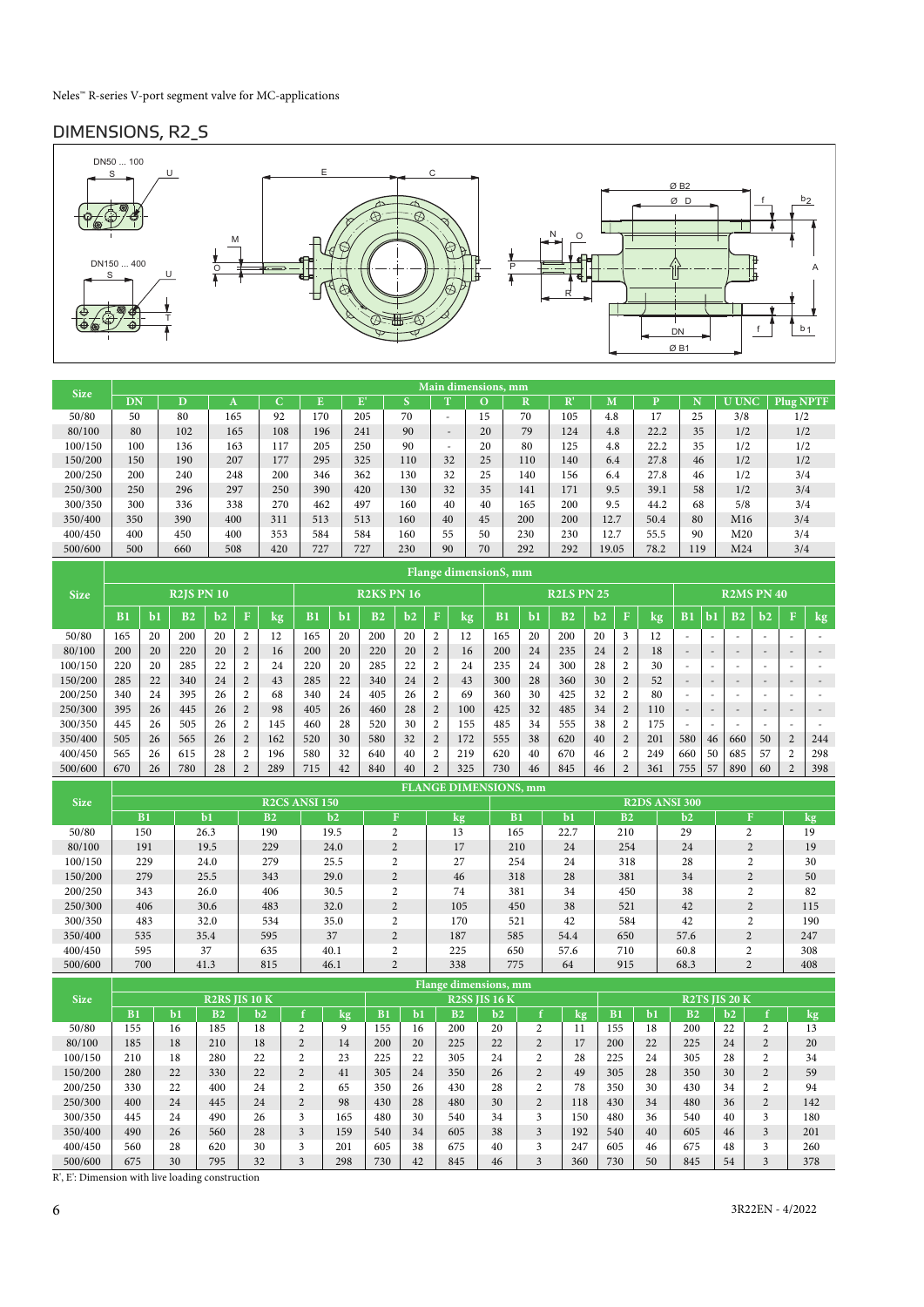## DIMENSIONS, R2_S

| Size | Main dimensions, mm | | | | | | | | | | | | | | | |
|---|---|---|---|---|---|---|---|---|---|---|---|---|---|---|---|---|
| | DN | D | A | C | E | E' | S | T | O | R | R' | M | P | N | U UNC | Plug NPTF |
| 50/80 | 50 | 80 | 165 | 92 | 170 | 205 | 70 | - | 15 | 70 | 105 | 4.8 | 17 | 25 | 3/8 | 1/2 |
| 80/100 | 80 | 102 | 165 | 108 | 196 | 241 | 90 | - | 20 | 79 | 124 | 4.8 | 22.2 | 35 | 1/2 | 1/2 |
| 100/150 | 100 | 136 | 163 | 117 | 205 | 250 | 90 | - | 20 | 80 | 125 | 4.8 | 22.2 | 35 | 1/2 | 1/2 |
| 150/200 | 150 | 190 | 207 | 177 | 295 | 325 | 110 | 32 | 25 | 110 | 140 | 6.4 | 27.8 | 46 | 1/2 | 1/2 |
| 200/250 | 200 | 240 | 248 | 200 | 346 | 362 | 130 | 32 | 25 | 140 | 156 | 6.4 | 27.8 | 46 | 1/2 | 3/4 |
| 250/300 | 250 | 296 | 297 | 250 | 390 | 420 | 130 | 32 | 35 | 141 | 171 | 9.5 | 39.1 | 58 | 1/2 | 3/4 |
| 300/350 | 300 | 336 | 338 | 270 | 462 | 497 | 160 | 40 | 40 | 165 | 200 | 9.5 | 44.2 | 68 | 5/8 | 3/4 |
| 350/400 | 350 | 390 | 400 | 311 | 513 | 513 | 160 | 40 | 45 | 200 | 200 | 12.7 | 50.4 | 80 | M16 | 3/4 |
| 400/450 | 400 | 450 | 400 | 353 | 584 | 584 | 160 | 55 | 50 | 230 | 230 | 12.7 | 55.5 | 90 | M20 | 3/4 |
| 500/600 | 500 | 660 | 508 | 420 | 727 | 727 | 230 | 90 | 70 | 292 | 292 | 19.05 | 78.2 | 119 | M24 | 3/4 |

| Size | Flange dimensionS, mm | | | | | | | | | | | | | | | | | | | | | | | |
|---|---|---|---|---|---|---|---|---|---|---|---|---|---|---|---|---|---|---|---|---|---|---|---|---|
| | R2JS PN 10 | | | | | | R2KS PN 16 | | | | | | R2LS PN 25 | | | | | | R2MS PN 40 | | | | | |
| | B1 | b1 | B2 | b2 | F | kg | B1 | b1 | B2 | b2 | F | kg | B1 | b1 | B2 | b2 | F | kg | B1 | b1 | B2 | b2 | F | kg |
| 50/80 | 165 | 20 | 200 | 20 | 2 | 12 | 165 | 20 | 200 | 20 | 2 | 12 | 165 | 20 | 200 | 20 | 3 | 12 | - | - | - | - | - | - |
| 80/100 | 200 | 20 | 220 | 20 | 2 | 16 | 200 | 20 | 220 | 20 | 2 | 16 | 200 | 24 | 235 | 24 | 2 | 18 | - | - | - | - | - | - |
| 100/150 | 220 | 20 | 285 | 22 | 2 | 24 | 220 | 20 | 285 | 22 | 2 | 24 | 235 | 24 | 300 | 28 | 2 | 30 | - | - | - | - | - | - |
| 150/200 | 285 | 22 | 340 | 24 | 2 | 43 | 285 | 22 | 340 | 24 | 2 | 43 | 300 | 28 | 360 | 30 | 2 | 52 | - | - | - | - | - | - |
| 200/250 | 340 | 24 | 395 | 26 | 2 | 68 | 340 | 24 | 405 | 26 | 2 | 69 | 360 | 30 | 425 | 32 | 2 | 80 | - | - | - | - | - | - |
| 250/300 | 395 | 26 | 445 | 26 | 2 | 98 | 405 | 26 | 460 | 28 | 2 | 100 | 425 | 32 | 485 | 34 | 2 | 110 | - | - | - | - | - | - |
| 300/350 | 445 | 26 | 505 | 26 | 2 | 145 | 460 | 28 | 520 | 30 | 2 | 155 | 485 | 34 | 555 | 38 | 2 | 175 | - | - | - | - | - | - |
| 350/400 | 505 | 26 | 565 | 26 | 2 | 162 | 520 | 30 | 580 | 32 | 2 | 172 | 555 | 38 | 620 | 40 | 2 | 201 | 580 | 46 | 660 | 50 | 2 | 244 |
| 400/450 | 565 | 26 | 615 | 28 | 2 | 196 | 580 | 32 | 640 | 40 | 2 | 219 | 620 | 40 | 670 | 46 | 2 | 249 | 660 | 50 | 685 | 57 | 2 | 298 |
| 500/600 | 670 | 26 | 780 | 28 | 2 | 289 | 715 | 42 | 840 | 40 | 2 | 325 | 730 | 46 | 845 | 46 | 2 | 361 | 755 | 57 | 890 | 60 | 2 | 398 |

| Size | FLANGE DIMENSIONS, mm | | | | | | | | | | | |
|---|---|---|---|---|---|---|---|---|---|---|---|---|
| | R2CS ANSI 150 | | | | | | R2DS ANSI 300 | | | | | |
| | B1 | b1 | B2 | b2 | F | kg | B1 | b1 | B2 | b2 | F | kg |
| 50/80 | 150 | 26.3 | 190 | 19.5 | 2 | 13 | 165 | 22.7 | 210 | 29 | 2 | 19 |
| 80/100 | 191 | 19.5 | 229 | 24.0 | 2 | 17 | 210 | 24 | 254 | 24 | 2 | 19 |
| 100/150 | 229 | 24.0 | 279 | 25.5 | 2 | 27 | 254 | 24 | 318 | 28 | 2 | 30 |
| 150/200 | 279 | 25.5 | 343 | 29.0 | 2 | 46 | 318 | 28 | 381 | 34 | 2 | 50 |
| 200/250 | 343 | 26.0 | 406 | 30.5 | 2 | 74 | 381 | 34 | 450 | 38 | 2 | 82 |
| 250/300 | 406 | 30.6 | 483 | 32.0 | 2 | 105 | 450 | 38 | 521 | 42 | 2 | 115 |
| 300/350 | 483 | 32.0 | 534 | 35.0 | 2 | 170 | 521 | 42 | 584 | 42 | 2 | 190 |
| 350/400 | 535 | 35.4 | 595 | 37 | 2 | 187 | 585 | 54.4 | 650 | 57.6 | 2 | 247 |
| 400/450 | 595 | 37 | 635 | 40.1 | 2 | 225 | 650 | 57.6 | 710 | 60.8 | 2 | 308 |
| 500/600 | 700 | 41.3 | 815 | 46.1 | 2 | 338 | 775 | 64 | 915 | 68.3 | 2 | 408 |

| Size | Flange dimensions, mm | | | | | | | | | | | | | | | | | |
|---|---|---|---|---|---|---|---|---|---|---|---|---|---|---|---|---|---|---|
| | R2RS JIS 10 K | | | | | | R2SS JIS 16 K | | | | | | R2TS JIS 20 K | | | | | |
| | B1 | b1 | B2 | b2 | f | kg | B1 | b1 | B2 | b2 | f | kg | B1 | b1 | B2 | b2 | f | kg |
| 50/80 | 155 | 16 | 185 | 18 | 2 | 9 | 155 | 16 | 200 | 20 | 2 | 11 | 155 | 18 | 200 | 22 | 2 | 13 |
| 80/100 | 185 | 18 | 210 | 18 | 2 | 14 | 200 | 20 | 225 | 22 | 2 | 17 | 200 | 22 | 225 | 24 | 2 | 20 |
| 100/150 | 210 | 18 | 280 | 22 | 2 | 23 | 225 | 22 | 305 | 24 | 2 | 28 | 225 | 24 | 305 | 28 | 2 | 34 |
| 150/200 | 280 | 22 | 330 | 22 | 2 | 41 | 305 | 24 | 350 | 26 | 2 | 49 | 305 | 28 | 350 | 30 | 2 | 59 |
| 200/250 | 330 | 22 | 400 | 24 | 2 | 65 | 350 | 26 | 430 | 28 | 2 | 78 | 350 | 30 | 430 | 34 | 2 | 94 |
| 250/300 | 400 | 24 | 445 | 24 | 2 | 98 | 430 | 28 | 480 | 30 | 2 | 118 | 430 | 34 | 480 | 36 | 2 | 142 |
| 300/350 | 445 | 24 | 490 | 26 | 3 | 165 | 480 | 30 | 540 | 34 | 3 | 150 | 480 | 36 | 540 | 40 | 3 | 180 |
| 350/400 | 490 | 26 | 560 | 28 | 3 | 159 | 540 | 34 | 605 | 38 | 3 | 192 | 540 | 40 | 605 | 46 | 3 | 201 |
| 400/450 | 560 | 28 | 620 | 30 | 3 | 201 | 605 | 38 | 675 | 40 | 3 | 247 | 605 | 46 | 675 | 48 | 3 | 260 |
| 500/600 | 675 | 30 | 795 | 32 | 3 | 298 | 730 | 42 | 845 | 46 | 3 | 360 | 730 | 50 | 845 | 54 | 3 | 378 |

R', E': Dimension with live loading construction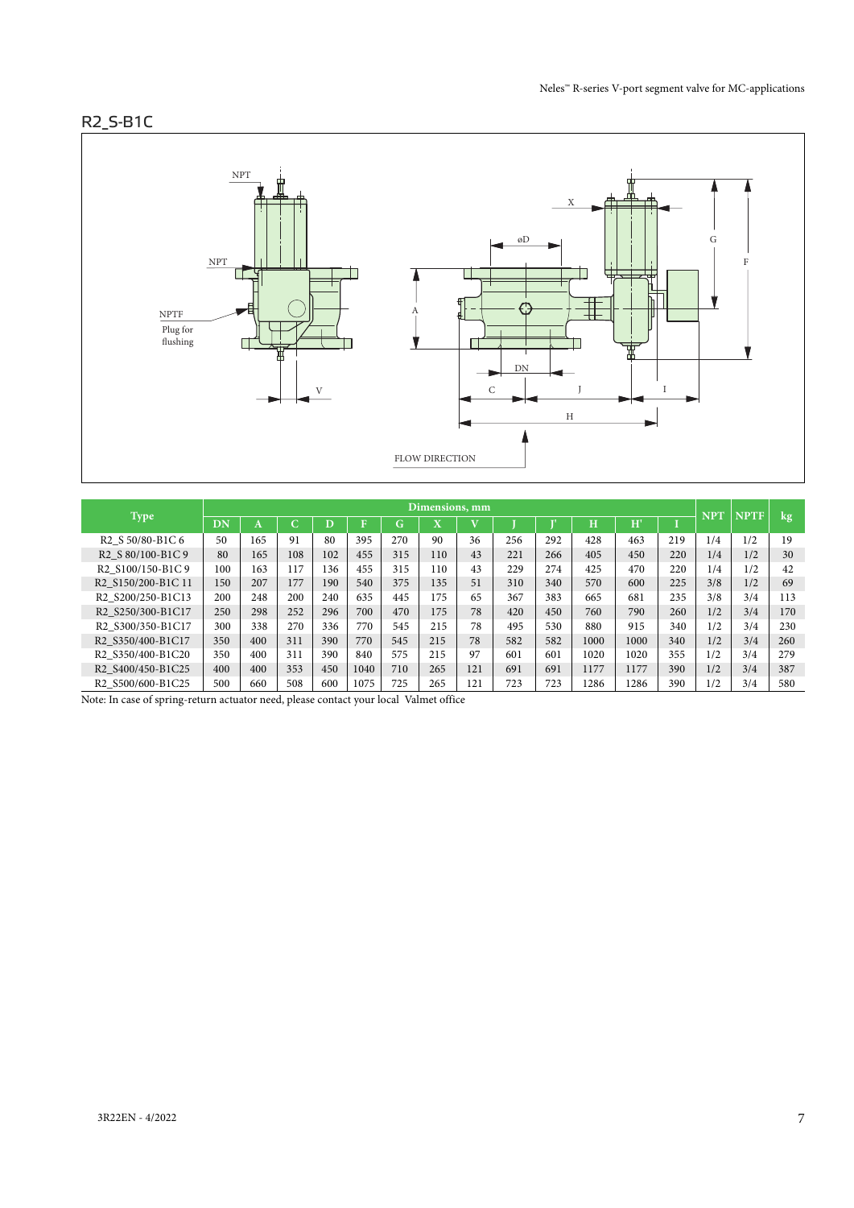## R2_S-B1C

| Type | Dimensions, mm | | | | | | | | | | | | | NPT | NPTF | kg |
|---|---|---|---|---|---|---|---|---|---|---|---|---|---|---|---|---|
| | DN | A | C | D | F | G | X | V | J | J' | H | H' | I | | | |
| R2_S 50/80-B1C 6 | 50 | 165 | 91 | 80 | 395 | 270 | 90 | 36 | 256 | 292 | 428 | 463 | 219 | 1/4 | 1/2 | 19 |
| R2_S 80/100-B1C 9 | 80 | 165 | 108 | 102 | 455 | 315 | 110 | 43 | 221 | 266 | 405 | 450 | 220 | 1/4 | 1/2 | 30 |
| R2_S100/150-B1C 9 | 100 | 163 | 117 | 136 | 455 | 315 | 110 | 43 | 229 | 274 | 425 | 470 | 220 | 1/4 | 1/2 | 42 |
| R2_S150/200-B1C 11 | 150 | 207 | 177 | 190 | 540 | 375 | 135 | 51 | 310 | 340 | 570 | 600 | 225 | 3/8 | 1/2 | 69 |
| R2_S200/250-B1C13 | 200 | 248 | 200 | 240 | 635 | 445 | 175 | 65 | 367 | 383 | 665 | 681 | 235 | 3/8 | 3/4 | 113 |
| R2_S250/300-B1C17 | 250 | 298 | 252 | 296 | 700 | 470 | 175 | 78 | 420 | 450 | 760 | 790 | 260 | 1/2 | 3/4 | 170 |
| R2_S300/350-B1C17 | 300 | 338 | 270 | 336 | 770 | 545 | 215 | 78 | 495 | 530 | 880 | 915 | 340 | 1/2 | 3/4 | 230 |
| R2_S350/400-B1C17 | 350 | 400 | 311 | 390 | 770 | 545 | 215 | 78 | 582 | 582 | 1000 | 1000 | 340 | 1/2 | 3/4 | 260 |
| R2_S350/400-B1C20 | 350 | 400 | 311 | 390 | 840 | 575 | 215 | 97 | 601 | 601 | 1020 | 1020 | 355 | 1/2 | 3/4 | 279 |
| R2_S400/450-B1C25 | 400 | 400 | 353 | 450 | 1040 | 710 | 265 | 121 | 691 | 691 | 1177 | 1177 | 390 | 1/2 | 3/4 | 387 |
| R2_S500/600-B1C25 | 500 | 660 | 508 | 600 | 1075 | 725 | 265 | 121 | 723 | 723 | 1286 | 1286 | 390 | 1/2 | 3/4 | 580 |

Note: In case of spring-return actuator need, please contact your local Valmet office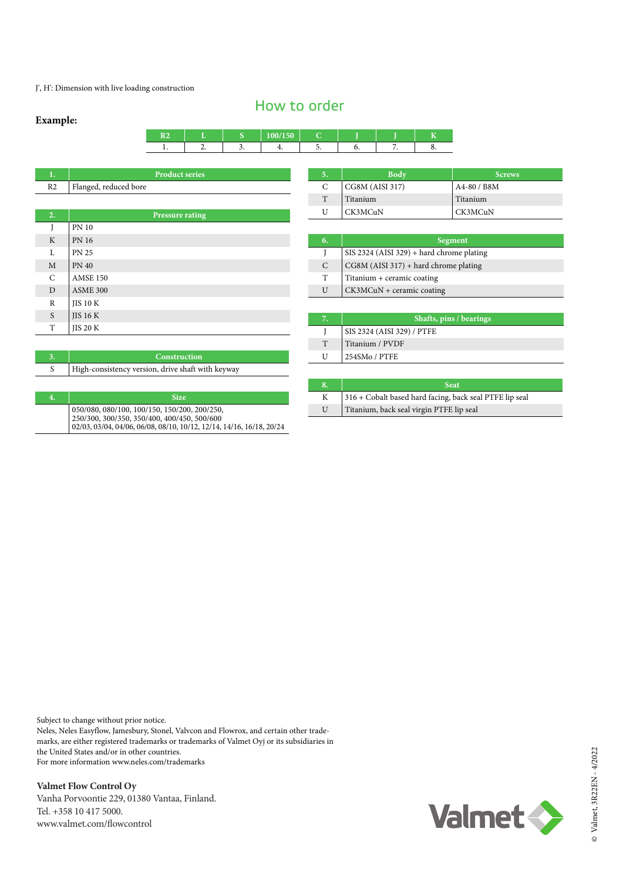J', H': Dimension with live loading construction

## How to order

**Example:**

| R2 | L | S | 100/150 | C | J | J | K |
|---|---|---|---|---|---|---|---|
| 1. | 2. | 3. | 4. | 5. | 6. | 7. | 8. |

| 1. | Product series |
|---|---|
| R2 | Flanged, reduced bore |

| 2. | Pressure rating |
|---|---|
| J | PN 10 |
| K | PN 16 |
| L | PN 25 |
| M | PN 40 |
| C | AMSE 150 |
| D | ASME 300 |
| R | JIS 10 K |
| S | JIS 16 K |
| T | JIS 20 K |

| 3. | Construction |
|---|---|
| S | High-consistency version, drive shaft with keyway |

| 4. | Size |
|---|---|
| | 050/080, 080/100, 100/150, 150/200, 200/250, 250/300, 300/350, 350/400, 400/450, 500/600<br>02/03, 03/04, 04/06, 06/08, 08/10, 10/12, 12/14, 14/16, 16/18, 20/24 |

| 5. | Body | Screws |
|---|---|---|
| C | CG8M (AISI 317) | A4-80 / B8M |
| T | Titanium | Titanium |
| U | CK3MCuN | CK3MCuN |

| 6. | Segment |
|---|---|
| J | SIS 2324 (AISI 329) + hard chrome plating |
| C | CG8M (AISI 317) + hard chrome plating |
| T | Titanium + ceramic coating |
| U | CK3MCuN + ceramic coating |

| 7. | Shafts, pins / bearings |
|---|---|
| J | SIS 2324 (AISI 329) / PTFE |
| T | Titanium / PVDF |
| U | 254SMo / PTFE |

| 8. | Seat |
|---|---|
| K | 316 + Cobalt based hard facing, back seal PTFE lip seal |
| U | Titanium, back seal virgin PTFE lip seal |

Subject to change without prior notice.
Neles, Neles Easyflow, Jamesbury, Stonel, Valvcon and Flowrox, and certain other trademarks, are either registered trademarks or trademarks of Valmet Oyj or its subsidiaries in the United States and/or in other countries.
For more information www.neles.com/trademarks

**Valmet Flow Control Oy**
Vanha Porvoontie 229, 01380 Vantaa, Finland.
Tel. +358 10 417 5000.
www.valmet.com/flowcontrol

© Valmet, 3R22EN - 4/2022